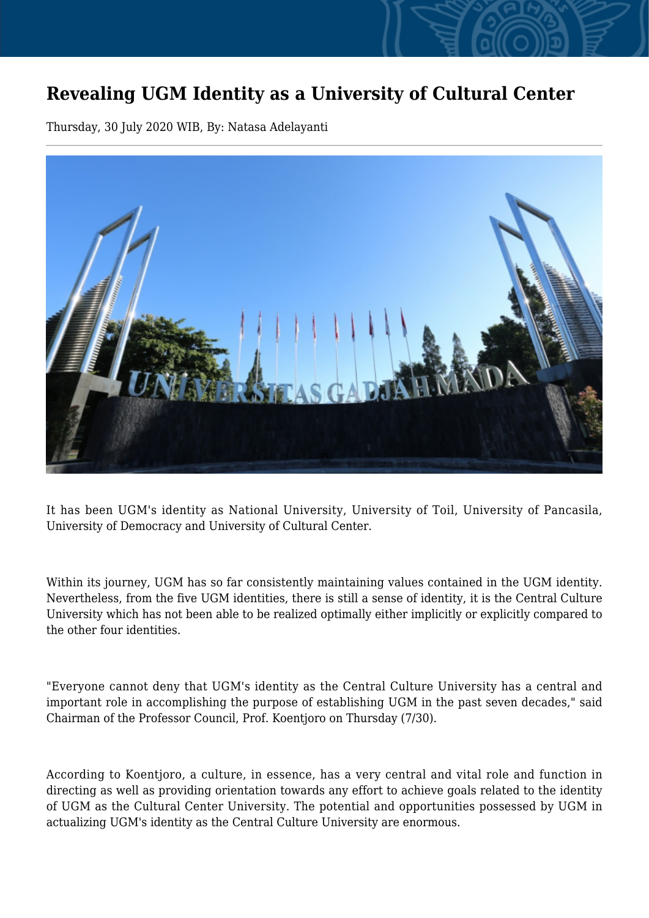# Revealing UGM Identity as a University of Cultural Center

Thursday, 30 July 2020 WIB, By: Natasa Adelayanti

It has been UGM's identity as National University, University of Toil, University of Pancasila, University of Democracy and University of Cultural Center.

Within its journey, UGM has so far consistently maintaining values contained in the UGM identity. Nevertheless, from the five UGM identities, there is still a sense of identity, it is the Central Culture University which has not been able to be realized optimally either implicitly or explicitly compared to the other four identities.

"Everyone cannot deny that UGM's identity as the Central Culture University has a central and important role in accomplishing the purpose of establishing UGM in the past seven decades," said Chairman of the Professor Council, Prof. Koentjoro on Thursday (7/30).

According to Koentjoro, a culture, in essence, has a very central and vital role and function in directing as well as providing orientation towards any effort to achieve goals related to the identity of UGM as the Cultural Center University. The potential and opportunities possessed by UGM in actualizing UGM's identity as the Central Culture University are enormous.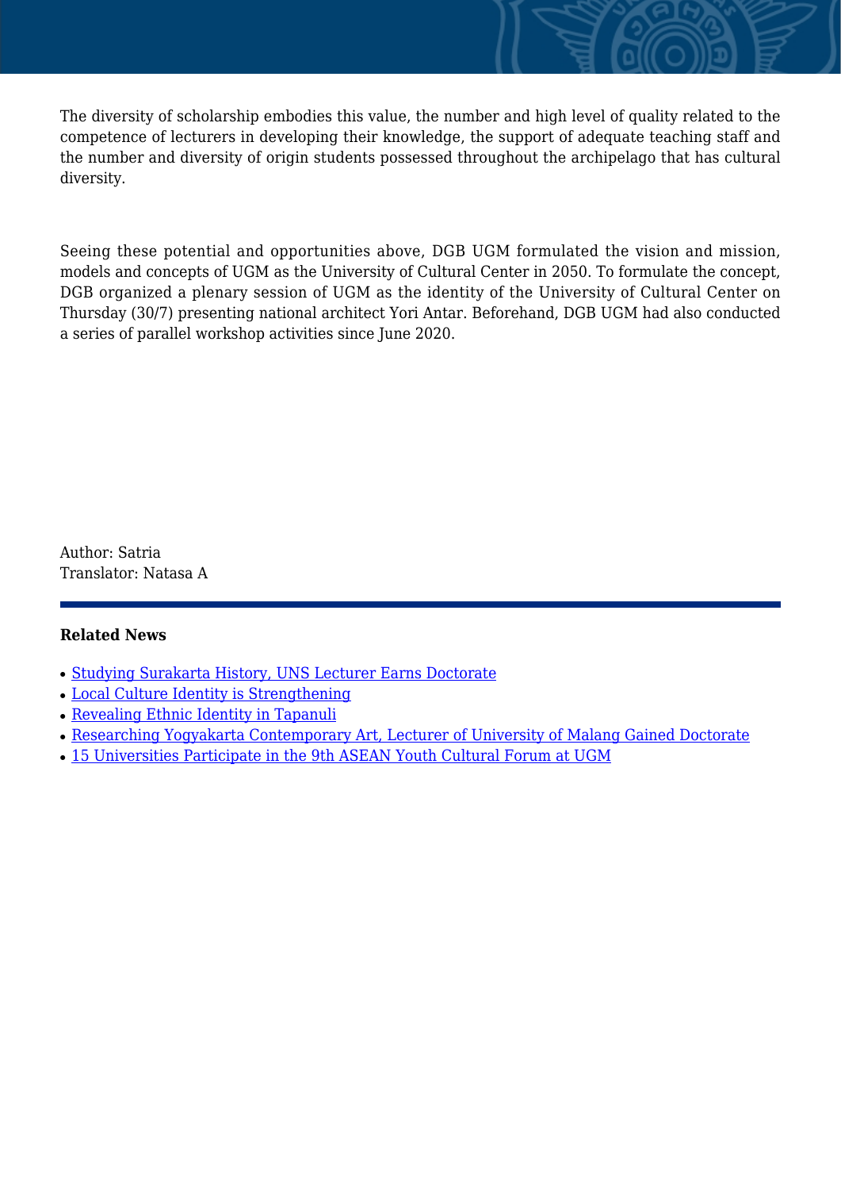The diversity of scholarship embodies this value, the number and high level of quality related to the competence of lecturers in developing their knowledge, the support of adequate teaching staff and the number and diversity of origin students possessed throughout the archipelago that has cultural diversity.

Seeing these potential and opportunities above, DGB UGM formulated the vision and mission, models and concepts of UGM as the University of Cultural Center in 2050. To formulate the concept, DGB organized a plenary session of UGM as the identity of the University of Cultural Center on Thursday (30/7) presenting national architect Yori Antar. Beforehand, DGB UGM had also conducted a series of parallel workshop activities since June 2020.

Author: Satria
Translator: Natasa A

---

**Related News**

- Studying Surakarta History, UNS Lecturer Earns Doctorate
- Local Culture Identity is Strengthening
- Revealing Ethnic Identity in Tapanuli
- Researching Yogyakarta Contemporary Art, Lecturer of University of Malang Gained Doctorate
- 15 Universities Participate in the 9th ASEAN Youth Cultural Forum at UGM